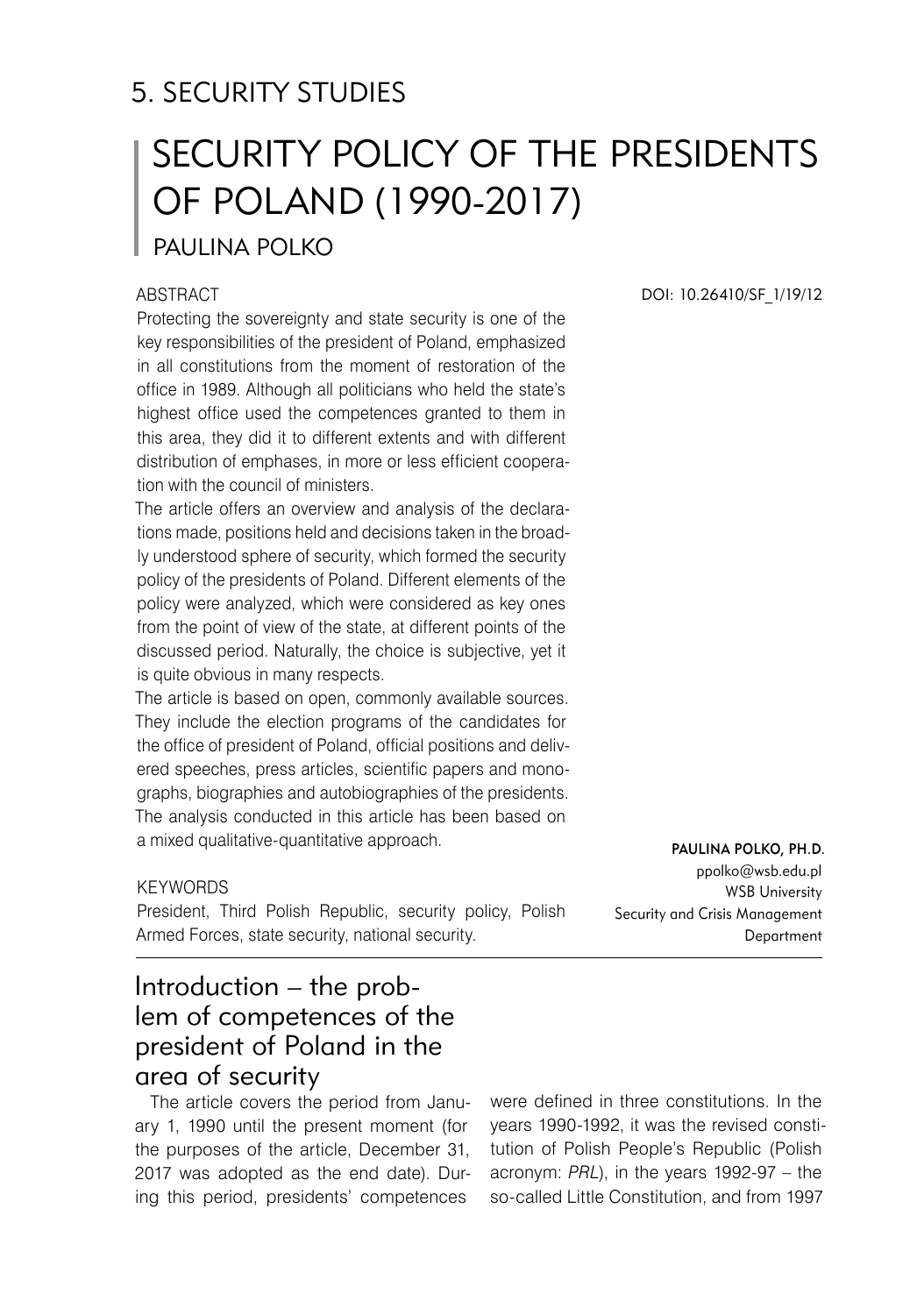# 5. SECURITY STUDIES

# SECURITY POLICY OF THE PRESIDENTS OF POLAND (1990-2017)

## PAULINA POLKO

DOI: 10.26410/SF_1/19/12

**ABSTRACT**

Protecting the sovereignty and state security is one of the key responsibilities of the president of Poland, emphasized in all constitutions from the moment of restoration of the office in 1989. Although all politicians who held the state's highest office used the competences granted to them in this area, they did it to different extents and with different distribution of emphases, in more or less efficient cooperation with the council of ministers.

The article offers an overview and analysis of the declarations made, positions held and decisions taken in the broadly understood sphere of security, which formed the security policy of the presidents of Poland. Different elements of the policy were analyzed, which were considered as key ones from the point of view of the state, at different points of the discussed period. Naturally, the choice is subjective, yet it is quite obvious in many respects.

The article is based on open, commonly available sources. They include the election programs of the candidates for the office of president of Poland, official positions and delivered speeches, press articles, scientific papers and monographs, biographies and autobiographies of the presidents. The analysis conducted in this article has been based on a mixed qualitative-quantitative approach.

**KEYWORDS**

President, Third Polish Republic, security policy, Polish Armed Forces, state security, national security.

**PAULINA POLKO, PH.D.**
ppolko@wsb.edu.pl
WSB University
Security and Crisis Management Department

## Introduction – the problem of competences of the president of Poland in the area of security

The article covers the period from January 1, 1990 until the present moment (for the purposes of the article, December 31, 2017 was adopted as the end date). During this period, presidents' competences were defined in three constitutions. In the years 1990-1992, it was the revised constitution of Polish People's Republic (Polish acronym: *PRL*), in the years 1992-97 – the so-called Little Constitution, and from 1997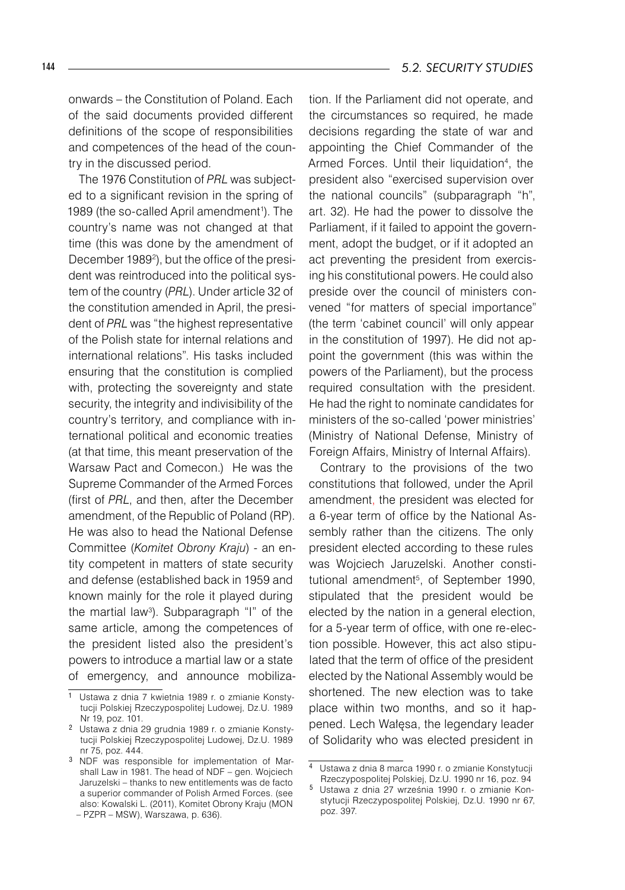onwards – the Constitution of Poland. Each of the said documents provided different definitions of the scope of responsibilities and competences of the head of the country in the discussed period.

The 1976 Constitution of *PRL* was subjected to a significant revision in the spring of 1989 (the so-called April amendment[1]). The country's name was not changed at that time (this was done by the amendment of December 1989[2]), but the office of the president was reintroduced into the political system of the country (*PRL*). Under article 32 of the constitution amended in April, the president of *PRL* was "the highest representative of the Polish state for internal relations and international relations". His tasks included ensuring that the constitution is complied with, protecting the sovereignty and state security, the integrity and indivisibility of the country's territory, and compliance with international political and economic treaties (at that time, this meant preservation of the Warsaw Pact and Comecon.) He was the Supreme Commander of the Armed Forces (first of *PRL*, and then, after the December amendment, of the Republic of Poland (RP). He was also to head the National Defense Committee (*Komitet Obrony Kraju*) - an entity competent in matters of state security and defense (established back in 1959 and known mainly for the role it played during the martial law[3]). Subparagraph "I" of the same article, among the competences of the president listed also the president's powers to introduce a martial law or a state of emergency, and announce mobilization. If the Parliament did not operate, and the circumstances so required, he made decisions regarding the state of war and appointing the Chief Commander of the Armed Forces. Until their liquidation[4], the president also "exercised supervision over the national councils" (subparagraph "h", art. 32). He had the power to dissolve the Parliament, if it failed to appoint the government, adopt the budget, or if it adopted an act preventing the president from exercising his constitutional powers. He could also preside over the council of ministers convened "for matters of special importance" (the term 'cabinet council' will only appear in the constitution of 1997). He did not appoint the government (this was within the powers of the Parliament), but the process required consultation with the president. He had the right to nominate candidates for ministers of the so-called 'power ministries' (Ministry of National Defense, Ministry of Foreign Affairs, Ministry of Internal Affairs).

Contrary to the provisions of the two constitutions that followed, under the April amendment, the president was elected for a 6-year term of office by the National Assembly rather than the citizens. The only president elected according to these rules was Wojciech Jaruzelski. Another constitutional amendment[5], of September 1990, stipulated that the president would be elected by the nation in a general election, for a 5-year term of office, with one re-election possible. However, this act also stipulated that the term of office of the president elected by the National Assembly would be shortened. The new election was to take place within two months, and so it happened. Lech Wałęsa, the legendary leader of Solidarity who was elected president in

---

[1] Ustawa z dnia 7 kwietnia 1989 r. o zmianie Konstytucji Polskiej Rzeczypospolitej Ludowej, Dz.U. 1989 Nr 19, poz. 101.

[2] Ustawa z dnia 29 grudnia 1989 r. o zmianie Konstytucji Polskiej Rzeczypospolitej Ludowej, Dz.U. 1989 nr 75, poz. 444.

[3] NDF was responsible for implementation of Marshall Law in 1981. The head of NDF – gen. Wojciech Jaruzelski – thanks to new entitlements was de facto a superior commander of Polish Armed Forces. (see also: Kowalski L. (2011), Komitet Obrony Kraju (MON – PZPR – MSW), Warszawa, p. 636).

[4] Ustawa z dnia 8 marca 1990 r. o zmianie Konstytucji Rzeczypospolitej Polskiej, Dz.U. 1990 nr 16, poz. 94

[5] Ustawa z dnia 27 września 1990 r. o zmianie Konstytucji Rzeczypospolitej Polskiej, Dz.U. 1990 nr 67, poz. 397.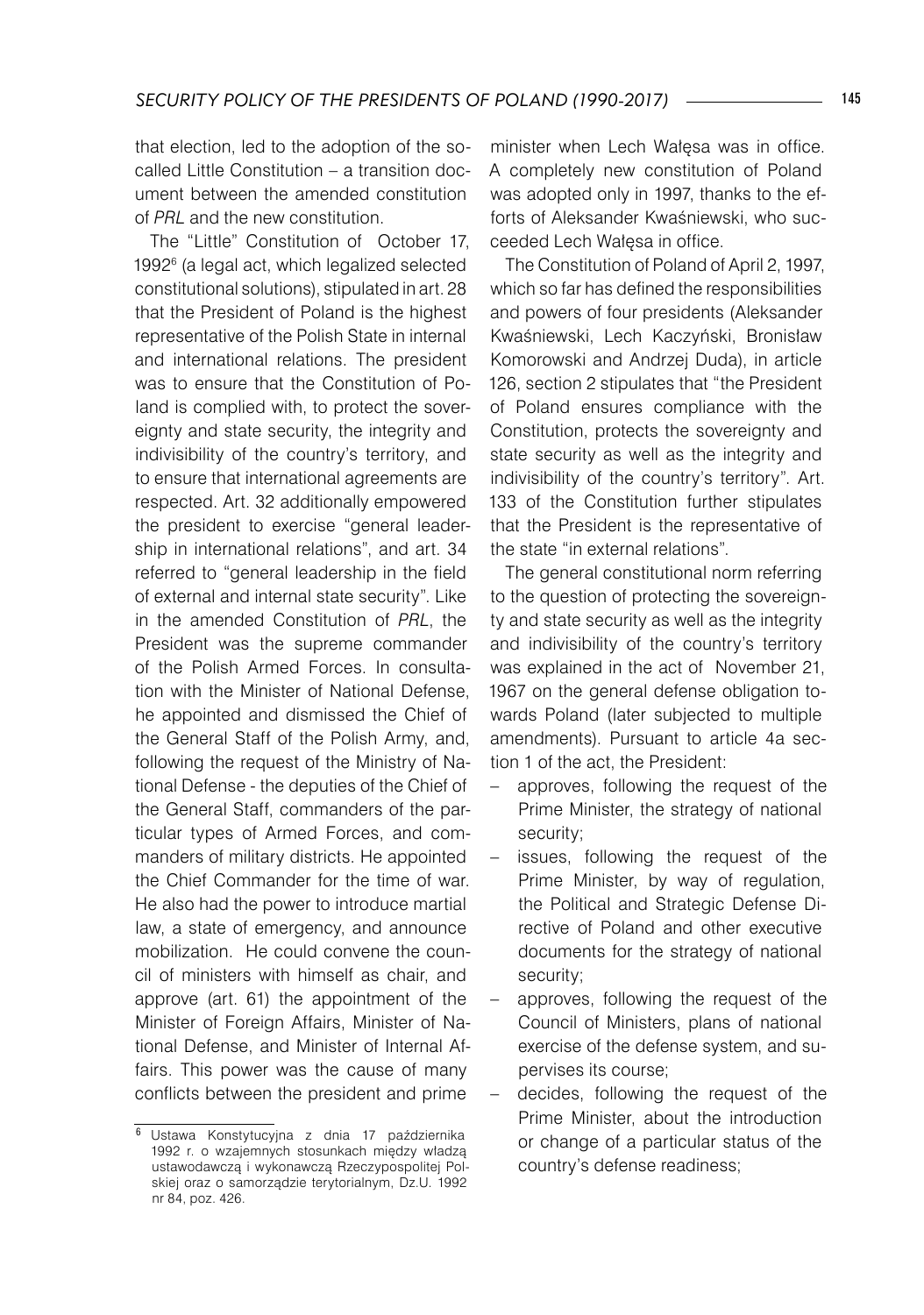that election, led to the adoption of the so-called Little Constitution – a transition document between the amended constitution of *PRL* and the new constitution.

The "Little" Constitution of October 17, 1992[6] (a legal act, which legalized selected constitutional solutions), stipulated in art. 28 that the President of Poland is the highest representative of the Polish State in internal and international relations. The president was to ensure that the Constitution of Poland is complied with, to protect the sovereignty and state security, the integrity and indivisibility of the country's territory, and to ensure that international agreements are respected. Art. 32 additionally empowered the president to exercise "general leadership in international relations", and art. 34 referred to "general leadership in the field of external and internal state security". Like in the amended Constitution of *PRL*, the President was the supreme commander of the Polish Armed Forces. In consultation with the Minister of National Defense, he appointed and dismissed the Chief of the General Staff of the Polish Army, and, following the request of the Ministry of National Defense - the deputies of the Chief of the General Staff, commanders of the particular types of Armed Forces, and commanders of military districts. He appointed the Chief Commander for the time of war. He also had the power to introduce martial law, a state of emergency, and announce mobilization. He could convene the council of ministers with himself as chair, and approve (art. 61) the appointment of the Minister of Foreign Affairs, Minister of National Defense, and Minister of Internal Affairs. This power was the cause of many conflicts between the president and prime minister when Lech Wałęsa was in office. A completely new constitution of Poland was adopted only in 1997, thanks to the efforts of Aleksander Kwaśniewski, who succeeded Lech Wałęsa in office.

The Constitution of Poland of April 2, 1997, which so far has defined the responsibilities and powers of four presidents (Aleksander Kwaśniewski, Lech Kaczyński, Bronisław Komorowski and Andrzej Duda), in article 126, section 2 stipulates that "the President of Poland ensures compliance with the Constitution, protects the sovereignty and state security as well as the integrity and indivisibility of the country's territory". Art. 133 of the Constitution further stipulates that the President is the representative of the state "in external relations".

The general constitutional norm referring to the question of protecting the sovereignty and state security as well as the integrity and indivisibility of the country's territory was explained in the act of November 21, 1967 on the general defense obligation towards Poland (later subjected to multiple amendments). Pursuant to article 4a section 1 of the act, the President:

- approves, following the request of the Prime Minister, the strategy of national security;
- issues, following the request of the Prime Minister, by way of regulation, the Political and Strategic Defense Directive of Poland and other executive documents for the strategy of national security;
- approves, following the request of the Council of Ministers, plans of national exercise of the defense system, and supervises its course;
- decides, following the request of the Prime Minister, about the introduction or change of a particular status of the country's defense readiness;

[6] Ustawa Konstytucyjna z dnia 17 października 1992 r. o wzajemnych stosunkach między władzą ustawodawczą i wykonawczą Rzeczypospolitej Polskiej oraz o samorządzie terytorialnym, Dz.U. 1992 nr 84, poz. 426.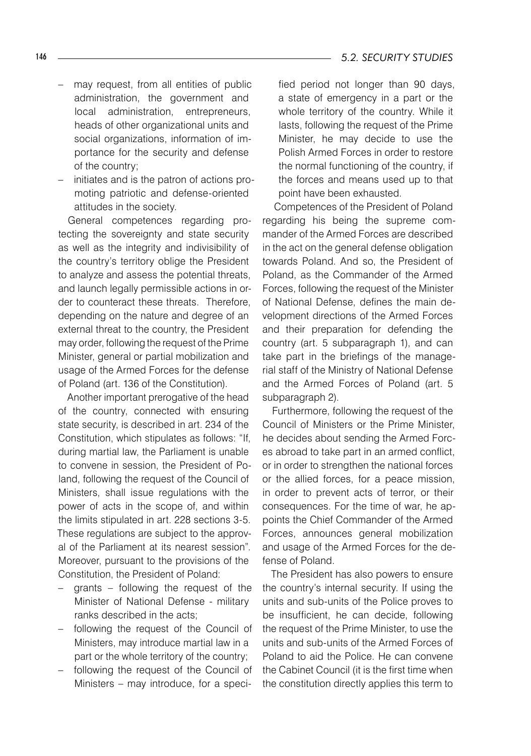- may request, from all entities of public administration, the government and local administration, entrepreneurs, heads of other organizational units and social organizations, information of importance for the security and defense of the country;
- initiates and is the patron of actions promoting patriotic and defense-oriented attitudes in the society.

General competences regarding protecting the sovereignty and state security as well as the integrity and indivisibility of the country's territory oblige the President to analyze and assess the potential threats, and launch legally permissible actions in order to counteract these threats. Therefore, depending on the nature and degree of an external threat to the country, the President may order, following the request of the Prime Minister, general or partial mobilization and usage of the Armed Forces for the defense of Poland (art. 136 of the Constitution).

Another important prerogative of the head of the country, connected with ensuring state security, is described in art. 234 of the Constitution, which stipulates as follows: "If, during martial law, the Parliament is unable to convene in session, the President of Poland, following the request of the Council of Ministers, shall issue regulations with the power of acts in the scope of, and within the limits stipulated in art. 228 sections 3-5. These regulations are subject to the approval of the Parliament at its nearest session". Moreover, pursuant to the provisions of the Constitution, the President of Poland:

- grants – following the request of the Minister of National Defense - military ranks described in the acts;
- following the request of the Council of Ministers, may introduce martial law in a part or the whole territory of the country;
- following the request of the Council of Ministers – may introduce, for a specified period not longer than 90 days, a state of emergency in a part or the whole territory of the country. While it lasts, following the request of the Prime Minister, he may decide to use the Polish Armed Forces in order to restore the normal functioning of the country, if the forces and means used up to that point have been exhausted.

Competences of the President of Poland regarding his being the supreme commander of the Armed Forces are described in the act on the general defense obligation towards Poland. And so, the President of Poland, as the Commander of the Armed Forces, following the request of the Minister of National Defense, defines the main development directions of the Armed Forces and their preparation for defending the country (art. 5 subparagraph 1), and can take part in the briefings of the managerial staff of the Ministry of National Defense and the Armed Forces of Poland (art. 5 subparagraph 2).

Furthermore, following the request of the Council of Ministers or the Prime Minister, he decides about sending the Armed Forces abroad to take part in an armed conflict, or in order to strengthen the national forces or the allied forces, for a peace mission, in order to prevent acts of terror, or their consequences. For the time of war, he appoints the Chief Commander of the Armed Forces, announces general mobilization and usage of the Armed Forces for the defense of Poland.

The President has also powers to ensure the country's internal security. If using the units and sub-units of the Police proves to be insufficient, he can decide, following the request of the Prime Minister, to use the units and sub-units of the Armed Forces of Poland to aid the Police. He can convene the Cabinet Council (it is the first time when the constitution directly applies this term to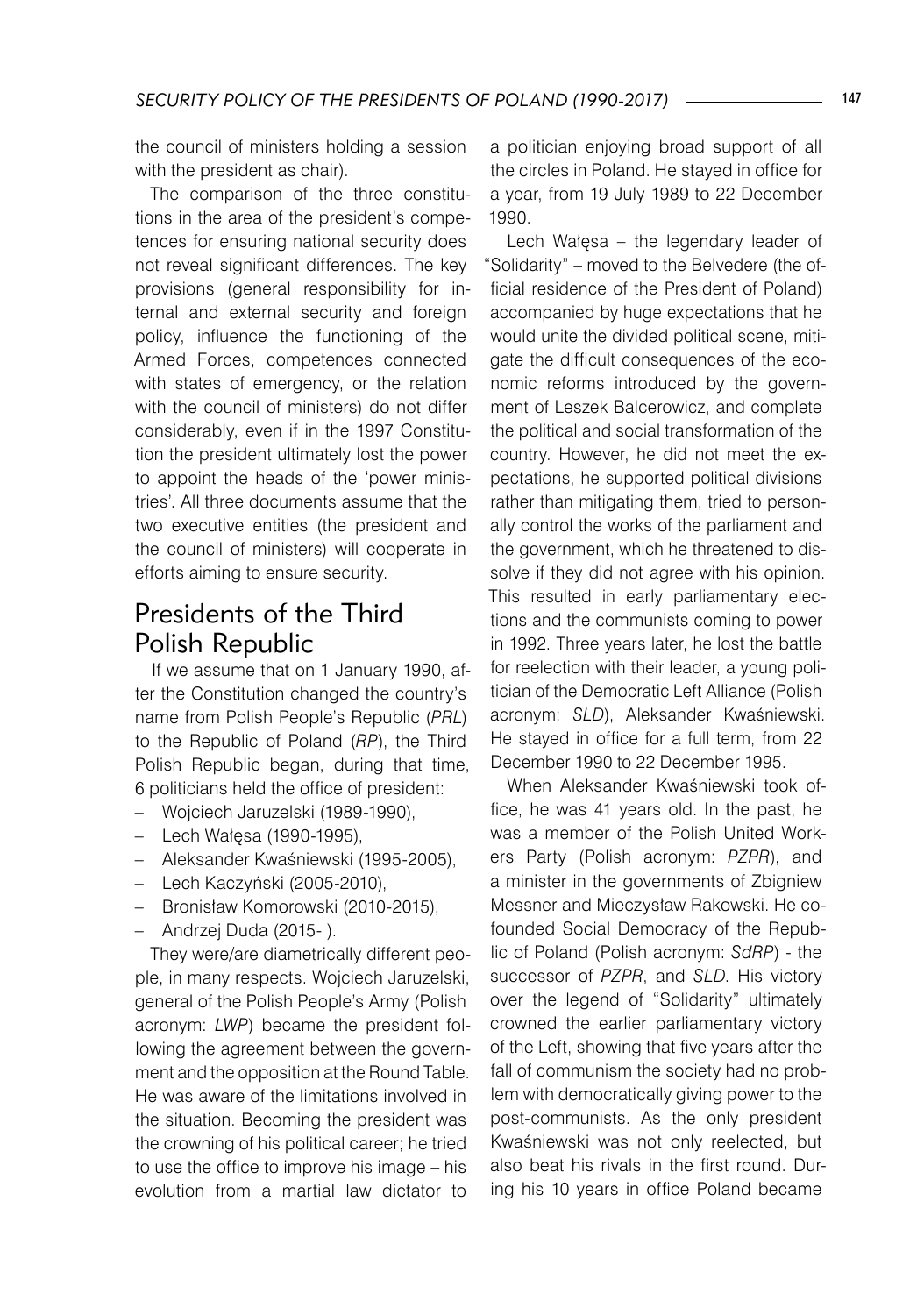the council of ministers holding a session with the president as chair).

The comparison of the three constitutions in the area of the president's competences for ensuring national security does not reveal significant differences. The key provisions (general responsibility for internal and external security and foreign policy, influence the functioning of the Armed Forces, competences connected with states of emergency, or the relation with the council of ministers) do not differ considerably, even if in the 1997 Constitution the president ultimately lost the power to appoint the heads of the 'power ministries'. All three documents assume that the two executive entities (the president and the council of ministers) will cooperate in efforts aiming to ensure security.

## Presidents of the Third Polish Republic

If we assume that on 1 January 1990, after the Constitution changed the country's name from Polish People's Republic (*PRL*) to the Republic of Poland (*RP*), the Third Polish Republic began, during that time, 6 politicians held the office of president:

- Wojciech Jaruzelski (1989-1990),
- Lech Wałęsa (1990-1995),
- Aleksander Kwaśniewski (1995-2005),
- Lech Kaczyński (2005-2010),
- Bronisław Komorowski (2010-2015),
- Andrzej Duda (2015- ).

They were/are diametrically different people, in many respects. Wojciech Jaruzelski, general of the Polish People's Army (Polish acronym: *LWP*) became the president following the agreement between the government and the opposition at the Round Table. He was aware of the limitations involved in the situation. Becoming the president was the crowning of his political career; he tried to use the office to improve his image – his evolution from a martial law dictator to a politician enjoying broad support of all the circles in Poland. He stayed in office for a year, from 19 July 1989 to 22 December 1990.

Lech Wałęsa – the legendary leader of "Solidarity" – moved to the Belvedere (the official residence of the President of Poland) accompanied by huge expectations that he would unite the divided political scene, mitigate the difficult consequences of the economic reforms introduced by the government of Leszek Balcerowicz, and complete the political and social transformation of the country. However, he did not meet the expectations, he supported political divisions rather than mitigating them, tried to personally control the works of the parliament and the government, which he threatened to dissolve if they did not agree with his opinion. This resulted in early parliamentary elections and the communists coming to power in 1992. Three years later, he lost the battle for reelection with their leader, a young politician of the Democratic Left Alliance (Polish acronym: *SLD*), Aleksander Kwaśniewski. He stayed in office for a full term, from 22 December 1990 to 22 December 1995.

When Aleksander Kwaśniewski took office, he was 41 years old. In the past, he was a member of the Polish United Workers Party (Polish acronym: *PZPR*), and a minister in the governments of Zbigniew Messner and Mieczysław Rakowski. He cofounded Social Democracy of the Republic of Poland (Polish acronym: *SdRP*) - the successor of *PZPR*, and *SLD*. His victory over the legend of "Solidarity" ultimately crowned the earlier parliamentary victory of the Left, showing that five years after the fall of communism the society had no problem with democratically giving power to the post-communists. As the only president Kwaśniewski was not only reelected, but also beat his rivals in the first round. During his 10 years in office Poland became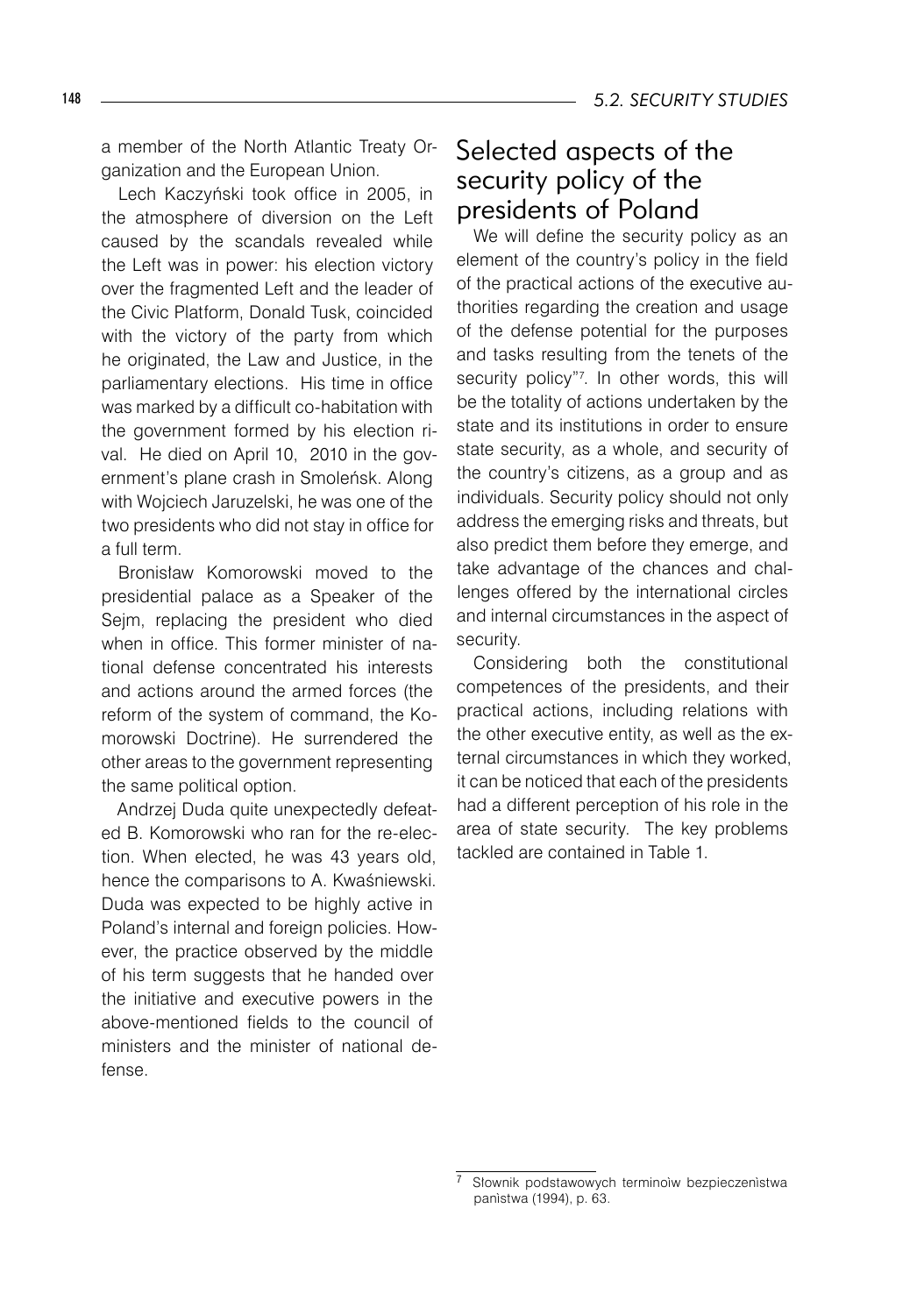a member of the North Atlantic Treaty Organization and the European Union.

Lech Kaczyński took office in 2005, in the atmosphere of diversion on the Left caused by the scandals revealed while the Left was in power: his election victory over the fragmented Left and the leader of the Civic Platform, Donald Tusk, coincided with the victory of the party from which he originated, the Law and Justice, in the parliamentary elections. His time in office was marked by a difficult co-habitation with the government formed by his election rival. He died on April 10, 2010 in the government's plane crash in Smoleńsk. Along with Wojciech Jaruzelski, he was one of the two presidents who did not stay in office for a full term.

Bronisław Komorowski moved to the presidential palace as a Speaker of the Sejm, replacing the president who died when in office. This former minister of national defense concentrated his interests and actions around the armed forces (the reform of the system of command, the Komorowski Doctrine). He surrendered the other areas to the government representing the same political option.

Andrzej Duda quite unexpectedly defeated B. Komorowski who ran for the re-election. When elected, he was 43 years old, hence the comparisons to A. Kwaśniewski. Duda was expected to be highly active in Poland's internal and foreign policies. However, the practice observed by the middle of his term suggests that he handed over the initiative and executive powers in the above-mentioned fields to the council of ministers and the minister of national defense.

## Selected aspects of the security policy of the presidents of Poland

We will define the security policy as an element of the country's policy in the field of the practical actions of the executive authorities regarding the creation and usage of the defense potential for the purposes and tasks resulting from the tenets of the security policy"[7]. In other words, this will be the totality of actions undertaken by the state and its institutions in order to ensure state security, as a whole, and security of the country's citizens, as a group and as individuals. Security policy should not only address the emerging risks and threats, but also predict them before they emerge, and take advantage of the chances and challenges offered by the international circles and internal circumstances in the aspect of security.

Considering both the constitutional competences of the presidents, and their practical actions, including relations with the other executive entity, as well as the external circumstances in which they worked, it can be noticed that each of the presidents had a different perception of his role in the area of state security. The key problems tackled are contained in Table 1.

---

[7] Słownik podstawowych terminoiw bezpieczeniśtwa paniśtwa (1994), p. 63.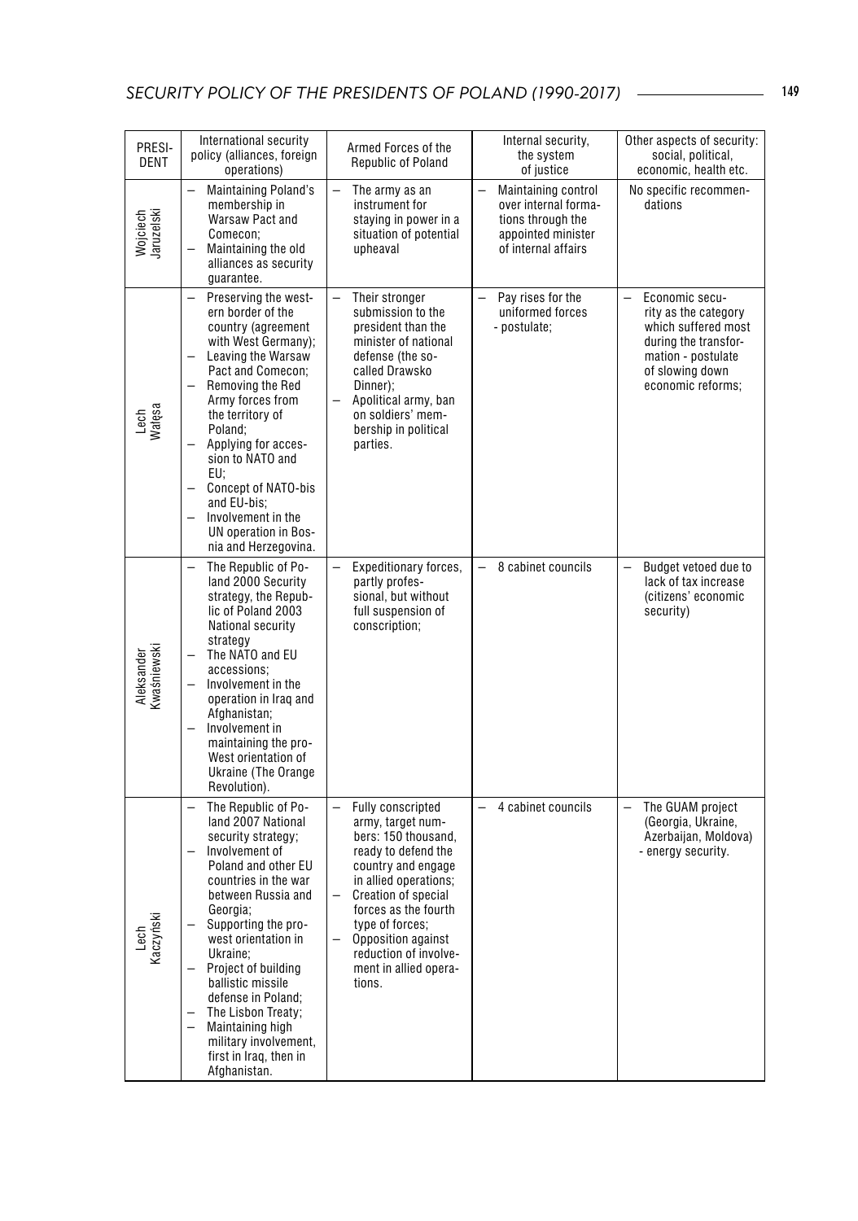| PRESIDENT | International security policy (alliances, foreign operations) | Armed Forces of the Republic of Poland | Internal security, the system of justice | Other aspects of security: social, political, economic, health etc. |
|---|---|---|---|---|
| Wojciech Jaruzelski | – Maintaining Poland's membership in Warsaw Pact and Comecon;<br>– Maintaining the old alliances as security guarantee. | – The army as an instrument for staying in power in a situation of potential upheaval | – Maintaining control over internal formations through the appointed minister of internal affairs | No specific recommendations |
| Lech Wałęsa | – Preserving the western border of the country (agreement with West Germany);<br>– Leaving the Warsaw Pact and Comecon;<br>– Removing the Red Army forces from the territory of Poland;<br>– Applying for accession to NATO and EU;<br>– Concept of NATO-bis and EU-bis;<br>– Involvement in the UN operation in Bosnia and Herzegovina. | – Their stronger submission to the president than the minister of national defense (the so-called Drawsko Dinner);<br>– Apolitical army, ban on soldiers' membership in political parties. | – Pay rises for the uniformed forces - postulate; | – Economic security as the category which suffered most during the transformation - postulate of slowing down economic reforms; |
| Aleksander Kwaśniewski | – The Republic of Poland 2000 Security strategy, the Republic of Poland 2003 National security strategy<br>– The NATO and EU accessions;<br>– Involvement in the operation in Iraq and Afghanistan;<br>– Involvement in maintaining the pro-West orientation of Ukraine (The Orange Revolution). | – Expeditionary forces, partly professional, but without full suspension of conscription; | – 8 cabinet councils | – Budget vetoed due to lack of tax increase (citizens' economic security) |
| Lech Kaczyński | – The Republic of Poland 2007 National security strategy;<br>– Involvement of Poland and other EU countries in the war between Russia and Georgia;<br>– Supporting the pro-west orientation in Ukraine;<br>– Project of building ballistic missile defense in Poland;<br>– The Lisbon Treaty;<br>– Maintaining high military involvement, first in Iraq, then in Afghanistan. | – Fully conscripted army, target numbers: 150 thousand, ready to defend the country and engage in allied operations;<br>– Creation of special forces as the fourth type of forces;<br>– Opposition against reduction of involvement in allied operations. | – 4 cabinet councils | – The GUAM project (Georgia, Ukraine, Azerbaijan, Moldova) - energy security. |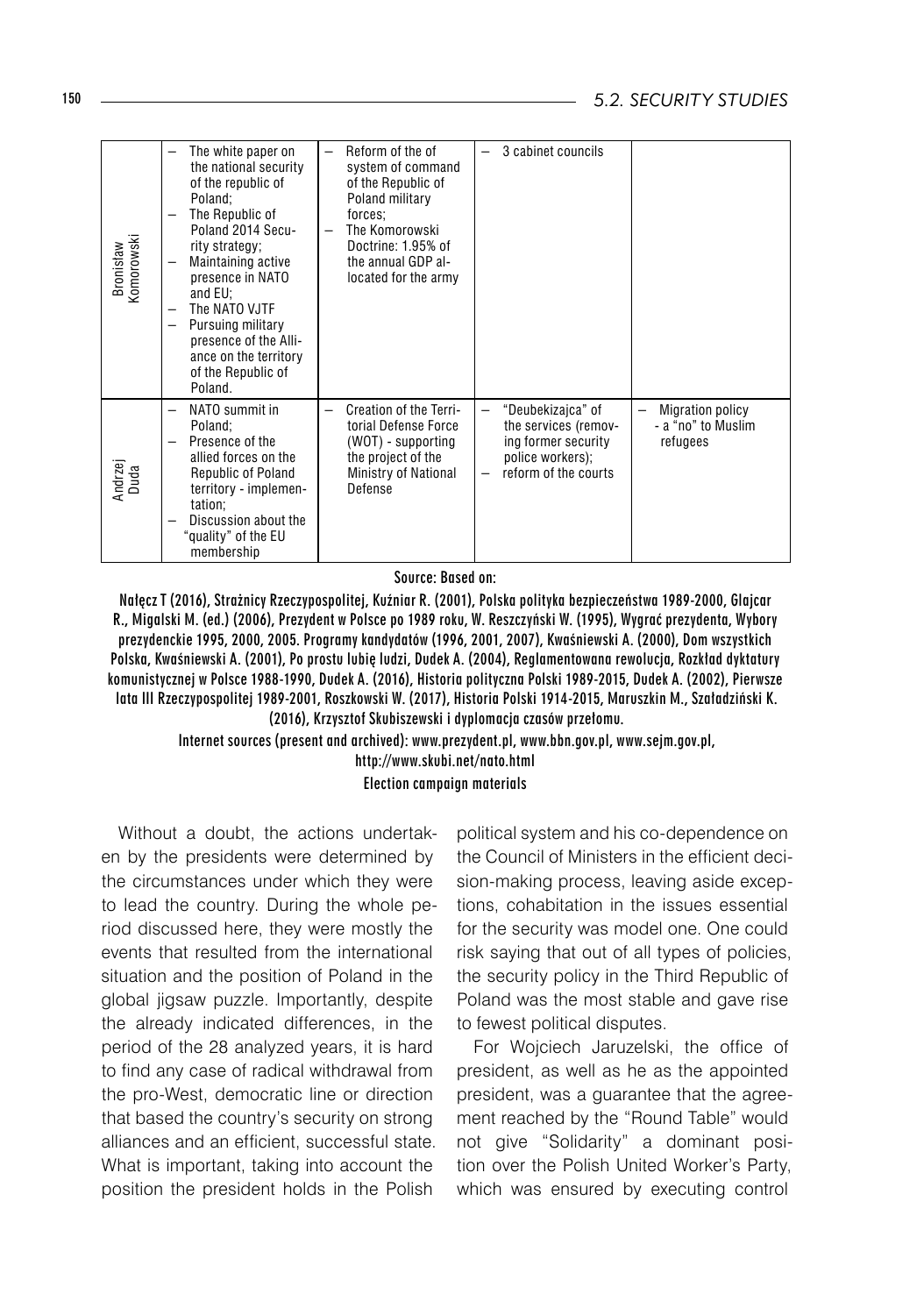| | | | | |
|---|---|---|---|---|
| Bronisław Komorowski | – The white paper on the national security of the republic of Poland;<br>– The Republic of Poland 2014 Security strategy;<br>– Maintaining active presence in NATO and EU;<br>– The NATO VJTF<br>– Pursuing military presence of the Alliance on the territory of the Republic of Poland. | – Reform of the of system of command of the Republic of Poland military forces;<br>– The Komorowski Doctrine: 1.95% of the annual GDP allocated for the army | – 3 cabinet councils | |
| Andrzej Duda | – NATO summit in Poland;<br>– Presence of the allied forces on the Republic of Poland territory - implementation;<br>– Discussion about the "quality" of the EU membership | – Creation of the Territorial Defense Force (WOT) - supporting the project of the Ministry of National Defense | – "Deubekizajca" of the services (removing former security police workers);<br>– reform of the courts | – Migration policy - a "no" to Muslim refugees |

**Source: Based on:**

**Nałęcz T (2016), Strażnicy Rzeczypospolitej, Kuźniar R. (2001), Polska polityka bezpieczeństwa 1989-2000, Glajcar R., Migalski M. (ed.) (2006), Prezydent w Polsce po 1989 roku, W. Reszczyński W. (1995), Wygrać prezydenta, Wybory prezydenckie 1995, 2000, 2005. Programy kandydatów (1996, 2001, 2007), Kwaśniewski A. (2000), Dom wszystkich Polska, Kwaśniewski A. (2001), Po prostu lubię ludzi, Dudek A. (2004), Reglamentowana rewolucja, Rozkład dyktatury komunistycznej w Polsce 1988-1990, Dudek A. (2016), Historia polityczna Polski 1989-2015, Dudek A. (2002), Pierwsze lata III Rzeczypospolitej 1989-2001, Roszkowski W. (2017), Historia Polski 1914-2015, Maruszkin M., Szaładziński K. (2016), Krzysztof Skubiszewski i dyplomacja czasów przełomu.**

**Internet sources (present and archived): www.prezydent.pl, www.bbn.gov.pl, www.sejm.gov.pl, http://www.skubi.net/nato.html**

**Election campaign materials**

Without a doubt, the actions undertaken by the presidents were determined by the circumstances under which they were to lead the country. During the whole period discussed here, they were mostly the events that resulted from the international situation and the position of Poland in the global jigsaw puzzle. Importantly, despite the already indicated differences, in the period of the 28 analyzed years, it is hard to find any case of radical withdrawal from the pro-West, democratic line or direction that based the country's security on strong alliances and an efficient, successful state. What is important, taking into account the position the president holds in the Polish political system and his co-dependence on the Council of Ministers in the efficient decision-making process, leaving aside exceptions, cohabitation in the issues essential for the security was model one. One could risk saying that out of all types of policies, the security policy in the Third Republic of Poland was the most stable and gave rise to fewest political disputes.

For Wojciech Jaruzelski, the office of president, as well as he as the appointed president, was a guarantee that the agreement reached by the "Round Table" would not give "Solidarity" a dominant position over the Polish United Worker's Party, which was ensured by executing control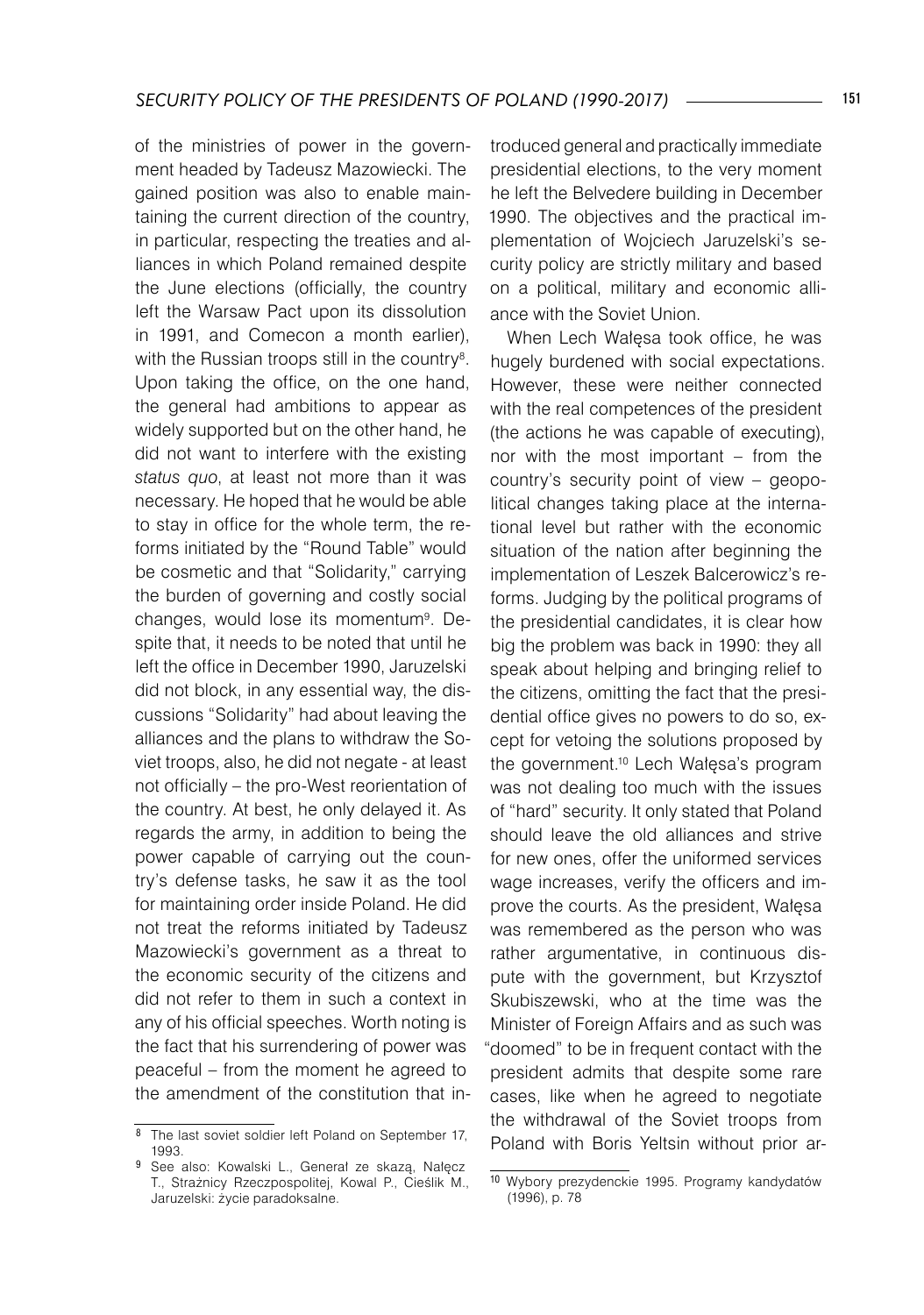of the ministries of power in the government headed by Tadeusz Mazowiecki. The gained position was also to enable maintaining the current direction of the country, in particular, respecting the treaties and alliances in which Poland remained despite the June elections (officially, the country left the Warsaw Pact upon its dissolution in 1991, and Comecon a month earlier), with the Russian troops still in the country[8]. Upon taking the office, on the one hand, the general had ambitions to appear as widely supported but on the other hand, he did not want to interfere with the existing *status quo*, at least not more than it was necessary. He hoped that he would be able to stay in office for the whole term, the reforms initiated by the "Round Table" would be cosmetic and that "Solidarity," carrying the burden of governing and costly social changes, would lose its momentum[9]. Despite that, it needs to be noted that until he left the office in December 1990, Jaruzelski did not block, in any essential way, the discussions "Solidarity" had about leaving the alliances and the plans to withdraw the Soviet troops, also, he did not negate - at least not officially – the pro-West reorientation of the country. At best, he only delayed it. As regards the army, in addition to being the power capable of carrying out the country's defense tasks, he saw it as the tool for maintaining order inside Poland. He did not treat the reforms initiated by Tadeusz Mazowiecki's government as a threat to the economic security of the citizens and did not refer to them in such a context in any of his official speeches. Worth noting is the fact that his surrendering of power was peaceful – from the moment he agreed to the amendment of the constitution that introduced general and practically immediate presidential elections, to the very moment he left the Belvedere building in December 1990. The objectives and the practical implementation of Wojciech Jaruzelski's security policy are strictly military and based on a political, military and economic alliance with the Soviet Union.

When Lech Wałęsa took office, he was hugely burdened with social expectations. However, these were neither connected with the real competences of the president (the actions he was capable of executing), nor with the most important – from the country's security point of view – geopolitical changes taking place at the international level but rather with the economic situation of the nation after beginning the implementation of Leszek Balcerowicz's reforms. Judging by the political programs of the presidential candidates, it is clear how big the problem was back in 1990: they all speak about helping and bringing relief to the citizens, omitting the fact that the presidential office gives no powers to do so, except for vetoing the solutions proposed by the government.[10] Lech Wałęsa's program was not dealing too much with the issues of "hard" security. It only stated that Poland should leave the old alliances and strive for new ones, offer the uniformed services wage increases, verify the officers and improve the courts. As the president, Wałęsa was remembered as the person who was rather argumentative, in continuous dispute with the government, but Krzysztof Skubiszewski, who at the time was the Minister of Foreign Affairs and as such was "doomed" to be in frequent contact with the president admits that despite some rare cases, like when he agreed to negotiate the withdrawal of the Soviet troops from Poland with Boris Yeltsin without prior ar-

---

[8] The last soviet soldier left Poland on September 17, 1993.

[9] See also: Kowalski L., Generał ze skazą, Nałęcz T., Strażnicy Rzeczpospolitej, Kowal P., Cieślik M., Jaruzelski: życie paradoksalne.

[10] Wybory prezydenckie 1995. Programy kandydatów (1996), p. 78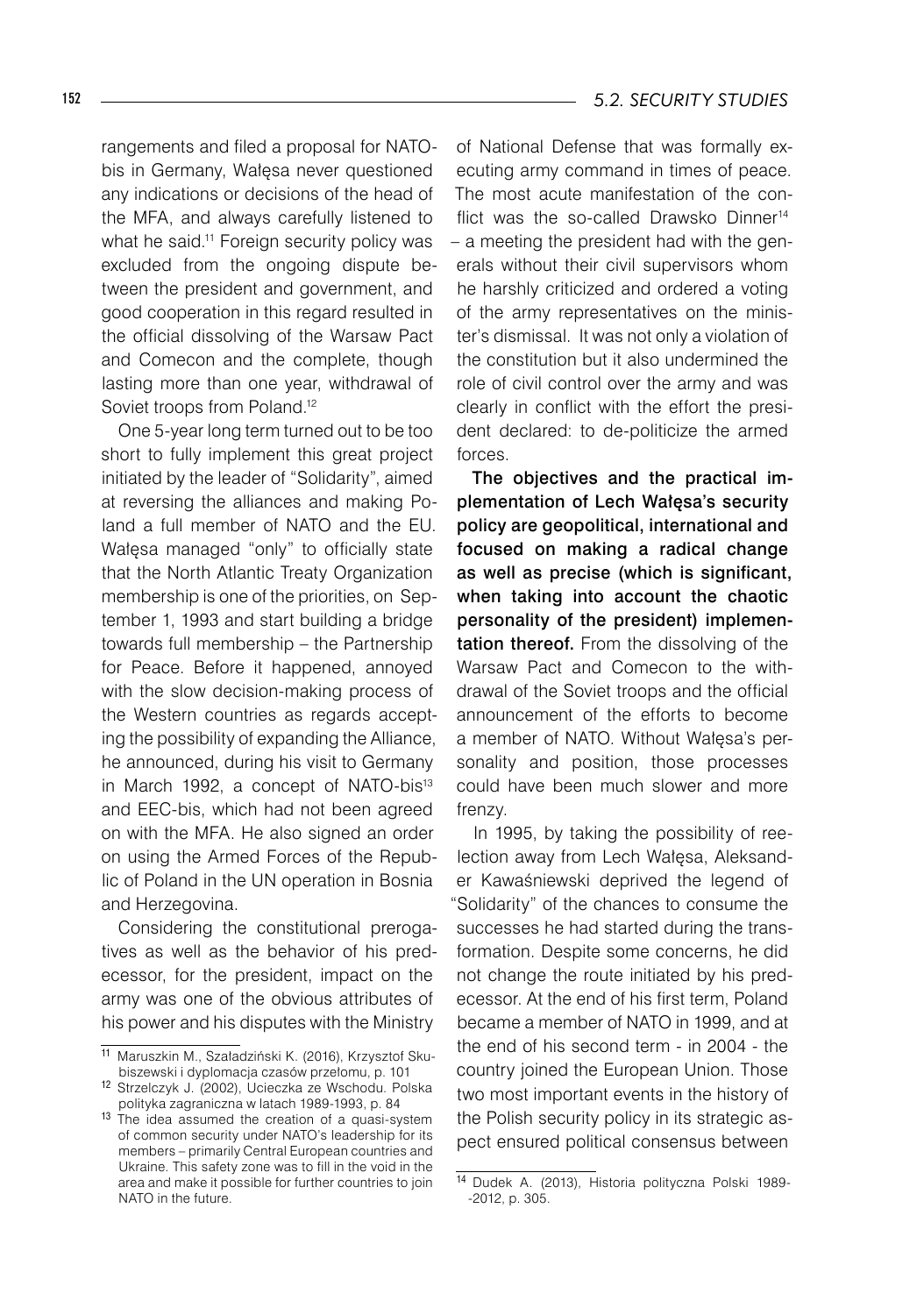rangements and filed a proposal for NATO-bis in Germany, Wałęsa never questioned any indications or decisions of the head of the MFA, and always carefully listened to what he said.[11] Foreign security policy was excluded from the ongoing dispute between the president and government, and good cooperation in this regard resulted in the official dissolving of the Warsaw Pact and Comecon and the complete, though lasting more than one year, withdrawal of Soviet troops from Poland.[12]

One 5-year long term turned out to be too short to fully implement this great project initiated by the leader of "Solidarity", aimed at reversing the alliances and making Poland a full member of NATO and the EU. Wałęsa managed "only" to officially state that the North Atlantic Treaty Organization membership is one of the priorities, on September 1, 1993 and start building a bridge towards full membership – the Partnership for Peace. Before it happened, annoyed with the slow decision-making process of the Western countries as regards accepting the possibility of expanding the Alliance, he announced, during his visit to Germany in March 1992, a concept of NATO-bis[13] and EEC-bis, which had not been agreed on with the MFA. He also signed an order on using the Armed Forces of the Republic of Poland in the UN operation in Bosnia and Herzegovina.

Considering the constitutional prerogatives as well as the behavior of his predecessor, for the president, impact on the army was one of the obvious attributes of his power and his disputes with the Ministry of National Defense that was formally executing army command in times of peace. The most acute manifestation of the conflict was the so-called Drawsko Dinner[14] – a meeting the president had with the generals without their civil supervisors whom he harshly criticized and ordered a voting of the army representatives on the minister's dismissal. It was not only a violation of the constitution but it also undermined the role of civil control over the army and was clearly in conflict with the effort the president declared: to de-politicize the armed forces.

**The objectives and the practical implementation of Lech Wałęsa's security policy are geopolitical, international and focused on making a radical change as well as precise (which is significant, when taking into account the chaotic personality of the president) implementation thereof.** From the dissolving of the Warsaw Pact and Comecon to the withdrawal of the Soviet troops and the official announcement of the efforts to become a member of NATO. Without Wałęsa's personality and position, those processes could have been much slower and more frenzy.

In 1995, by taking the possibility of reelection away from Lech Wałęsa, Aleksander Kawaśniewski deprived the legend of "Solidarity" of the chances to consume the successes he had started during the transformation. Despite some concerns, he did not change the route initiated by his predecessor. At the end of his first term, Poland became a member of NATO in 1999, and at the end of his second term - in 2004 - the country joined the European Union. Those two most important events in the history of the Polish security policy in its strategic aspect ensured political consensus between

---

[11] Maruszkin M., Szaładziński K. (2016), Krzysztof Skubiszewski i dyplomacja czasów przełomu, p. 101

[12] Strzelczyk J. (2002), Ucieczka ze Wschodu. Polska polityka zagraniczna w latach 1989-1993, p. 84

[13] The idea assumed the creation of a quasi-system of common security under NATO's leadership for its members – primarily Central European countries and Ukraine. This safety zone was to fill in the void in the area and make it possible for further countries to join NATO in the future.

[14] Dudek A. (2013), Historia polityczna Polski 1989-2012, p. 305.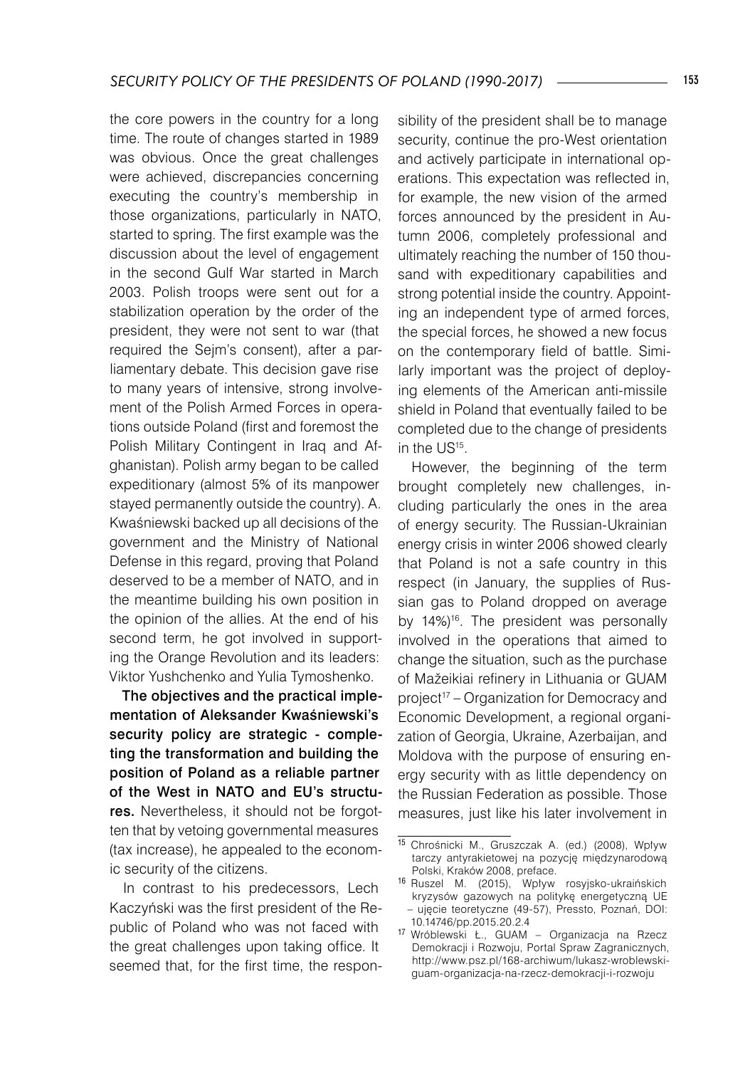the core powers in the country for a long time. The route of changes started in 1989 was obvious. Once the great challenges were achieved, discrepancies concerning executing the country's membership in those organizations, particularly in NATO, started to spring. The first example was the discussion about the level of engagement in the second Gulf War started in March 2003. Polish troops were sent out for a stabilization operation by the order of the president, they were not sent to war (that required the Sejm's consent), after a parliamentary debate. This decision gave rise to many years of intensive, strong involvement of the Polish Armed Forces in operations outside Poland (first and foremost the Polish Military Contingent in Iraq and Afghanistan). Polish army began to be called expeditionary (almost 5% of its manpower stayed permanently outside the country). A. Kwaśniewski backed up all decisions of the government and the Ministry of National Defense in this regard, proving that Poland deserved to be a member of NATO, and in the meantime building his own position in the opinion of the allies. At the end of his second term, he got involved in supporting the Orange Revolution and its leaders: Viktor Yushchenko and Yulia Tymoshenko.

**The objectives and the practical implementation of Aleksander Kwaśniewski's security policy are strategic - completing the transformation and building the position of Poland as a reliable partner of the West in NATO and EU's structures.** Nevertheless, it should not be forgotten that by vetoing governmental measures (tax increase), he appealed to the economic security of the citizens.

In contrast to his predecessors, Lech Kaczyński was the first president of the Republic of Poland who was not faced with the great challenges upon taking office. It seemed that, for the first time, the responsibility of the president shall be to manage security, continue the pro-West orientation and actively participate in international operations. This expectation was reflected in, for example, the new vision of the armed forces announced by the president in Autumn 2006, completely professional and ultimately reaching the number of 150 thousand with expeditionary capabilities and strong potential inside the country. Appointing an independent type of armed forces, the special forces, he showed a new focus on the contemporary field of battle. Similarly important was the project of deploying elements of the American anti-missile shield in Poland that eventually failed to be completed due to the change of presidents in the US[15].

However, the beginning of the term brought completely new challenges, including particularly the ones in the area of energy security. The Russian-Ukrainian energy crisis in winter 2006 showed clearly that Poland is not a safe country in this respect (in January, the supplies of Russian gas to Poland dropped on average by 14%)[16]. The president was personally involved in the operations that aimed to change the situation, such as the purchase of Mažeikiai refinery in Lithuania or GUAM project[17] – Organization for Democracy and Economic Development, a regional organization of Georgia, Ukraine, Azerbaijan, and Moldova with the purpose of ensuring energy security with as little dependency on the Russian Federation as possible. Those measures, just like his later involvement in

---

[15] Chrośnicki M., Gruszczak A. (ed.) (2008), Wpływ tarczy antyrakietowej na pozycję międzynarodową Polski, Kraków 2008, preface.

[16] Ruszel M. (2015), Wpływ rosyjsko-ukraińskich kryzysów gazowych na politykę energetyczną UE – ujęcie teoretyczne (49-57), Pressto, Poznań, DOI: 10.14746/pp.2015.20.2.4

[17] Wróblewski Ł., GUAM – Organizacja na Rzecz Demokracji i Rozwoju, Portal Spraw Zagranicznych, http://www.psz.pl/168-archiwum/lukasz-wroblewski-guam-organizacja-na-rzecz-demokracji-i-rozwoju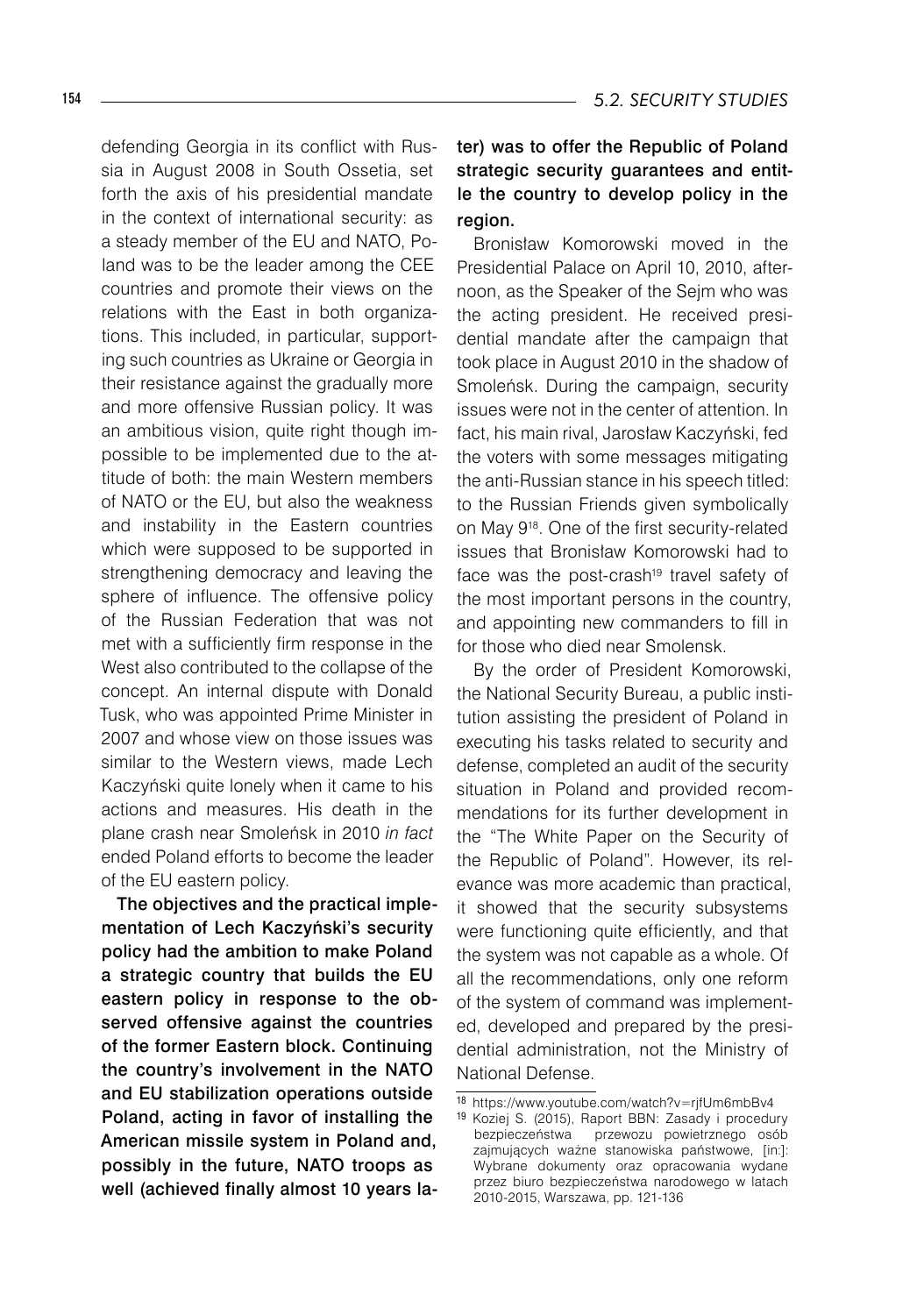defending Georgia in its conflict with Russia in August 2008 in South Ossetia, set forth the axis of his presidential mandate in the context of international security: as a steady member of the EU and NATO, Poland was to be the leader among the CEE countries and promote their views on the relations with the East in both organizations. This included, in particular, supporting such countries as Ukraine or Georgia in their resistance against the gradually more and more offensive Russian policy. It was an ambitious vision, quite right though impossible to be implemented due to the attitude of both: the main Western members of NATO or the EU, but also the weakness and instability in the Eastern countries which were supposed to be supported in strengthening democracy and leaving the sphere of influence. The offensive policy of the Russian Federation that was not met with a sufficiently firm response in the West also contributed to the collapse of the concept. An internal dispute with Donald Tusk, who was appointed Prime Minister in 2007 and whose view on those issues was similar to the Western views, made Lech Kaczyński quite lonely when it came to his actions and measures. His death in the plane crash near Smoleńsk in 2010 *in fact* ended Poland efforts to become the leader of the EU eastern policy.

**The objectives and the practical implementation of Lech Kaczyński's security policy had the ambition to make Poland a strategic country that builds the EU eastern policy in response to the observed offensive against the countries of the former Eastern block. Continuing the country's involvement in the NATO and EU stabilization operations outside Poland, acting in favor of installing the American missile system in Poland and, possibly in the future, NATO troops as well (achieved finally almost 10 years later) was to offer the Republic of Poland strategic security guarantees and entitle the country to develop policy in the region.**

Bronisław Komorowski moved in the Presidential Palace on April 10, 2010, afternoon, as the Speaker of the Sejm who was the acting president. He received presidential mandate after the campaign that took place in August 2010 in the shadow of Smoleńsk. During the campaign, security issues were not in the center of attention. In fact, his main rival, Jarosław Kaczyński, fed the voters with some messages mitigating the anti-Russian stance in his speech titled: to the Russian Friends given symbolically on May 9[18]. One of the first security-related issues that Bronisław Komorowski had to face was the post-crash[19] travel safety of the most important persons in the country, and appointing new commanders to fill in for those who died near Smolensk.

By the order of President Komorowski, the National Security Bureau, a public institution assisting the president of Poland in executing his tasks related to security and defense, completed an audit of the security situation in Poland and provided recommendations for its further development in the "The White Paper on the Security of the Republic of Poland". However, its relevance was more academic than practical, it showed that the security subsystems were functioning quite efficiently, and that the system was not capable as a whole. Of all the recommendations, only one reform of the system of command was implemented, developed and prepared by the presidential administration, not the Ministry of National Defense.

---

[18] https://www.youtube.com/watch?v=rjfUm6mbBv4

[19] Koziej S. (2015), Raport BBN: Zasady i procedury bezpieczeństwa przewozu powietrznego osób zajmujących ważne stanowiska państwowe, [in:]: Wybrane dokumenty oraz opracowania wydane przez biuro bezpieczeństwa narodowego w latach 2010-2015, Warszawa, pp. 121-136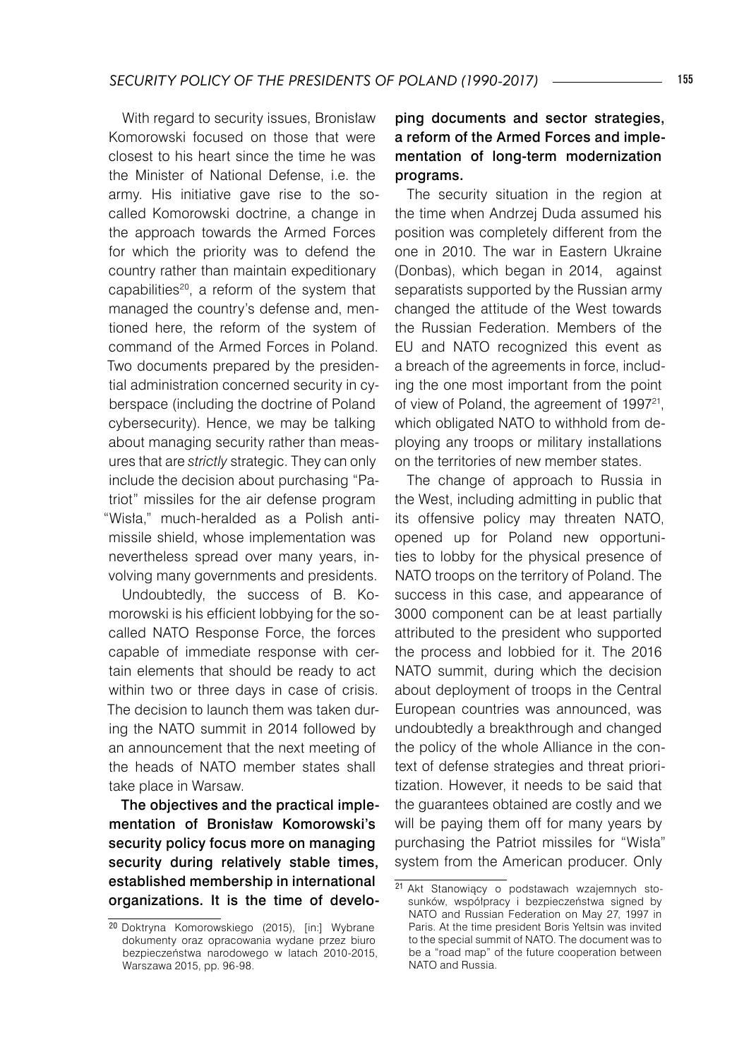With regard to security issues, Bronisław Komorowski focused on those that were closest to his heart since the time he was the Minister of National Defense, i.e. the army. His initiative gave rise to the so-called Komorowski doctrine, a change in the approach towards the Armed Forces for which the priority was to defend the country rather than maintain expeditionary capabilities[20], a reform of the system that managed the country's defense and, mentioned here, the reform of the system of command of the Armed Forces in Poland. Two documents prepared by the presidential administration concerned security in cyberspace (including the doctrine of Poland cybersecurity). Hence, we may be talking about managing security rather than measures that are *strictly* strategic. They can only include the decision about purchasing "Patriot" missiles for the air defense program "Wisła," much-heralded as a Polish antimissile shield, whose implementation was nevertheless spread over many years, involving many governments and presidents.

Undoubtedly, the success of B. Komorowski is his efficient lobbying for the so-called NATO Response Force, the forces capable of immediate response with certain elements that should be ready to act within two or three days in case of crisis. The decision to launch them was taken during the NATO summit in 2014 followed by an announcement that the next meeting of the heads of NATO member states shall take place in Warsaw.

**The objectives and the practical implementation of Bronisław Komorowski's security policy focus more on managing security during relatively stable times, established membership in international organizations. It is the time of developing documents and sector strategies, a reform of the Armed Forces and implementation of long-term modernization programs.**

The security situation in the region at the time when Andrzej Duda assumed his position was completely different from the one in 2010. The war in Eastern Ukraine (Donbas), which began in 2014, against separatists supported by the Russian army changed the attitude of the West towards the Russian Federation. Members of the EU and NATO recognized this event as a breach of the agreements in force, including the one most important from the point of view of Poland, the agreement of 1997[21], which obligated NATO to withhold from deploying any troops or military installations on the territories of new member states.

The change of approach to Russia in the West, including admitting in public that its offensive policy may threaten NATO, opened up for Poland new opportunities to lobby for the physical presence of NATO troops on the territory of Poland. The success in this case, and appearance of 3000 component can be at least partially attributed to the president who supported the process and lobbied for it. The 2016 NATO summit, during which the decision about deployment of troops in the Central European countries was announced, was undoubtedly a breakthrough and changed the policy of the whole Alliance in the context of defense strategies and threat prioritization. However, it needs to be said that the guarantees obtained are costly and we will be paying them off for many years by purchasing the Patriot missiles for "Wisła" system from the American producer. Only

---

[20] Doktryna Komorowskiego (2015), [in:] Wybrane dokumenty oraz opracowania wydane przez biuro bezpieczeństwa narodowego w latach 2010-2015, Warszawa 2015, pp. 96-98.

[21] Akt Stanowiący o podstawach wzajemnych stosunków, współpracy i bezpieczeństwa signed by NATO and Russian Federation on May 27, 1997 in Paris. At the time president Boris Yeltsin was invited to the special summit of NATO. The document was to be a "road map" of the future cooperation between NATO and Russia.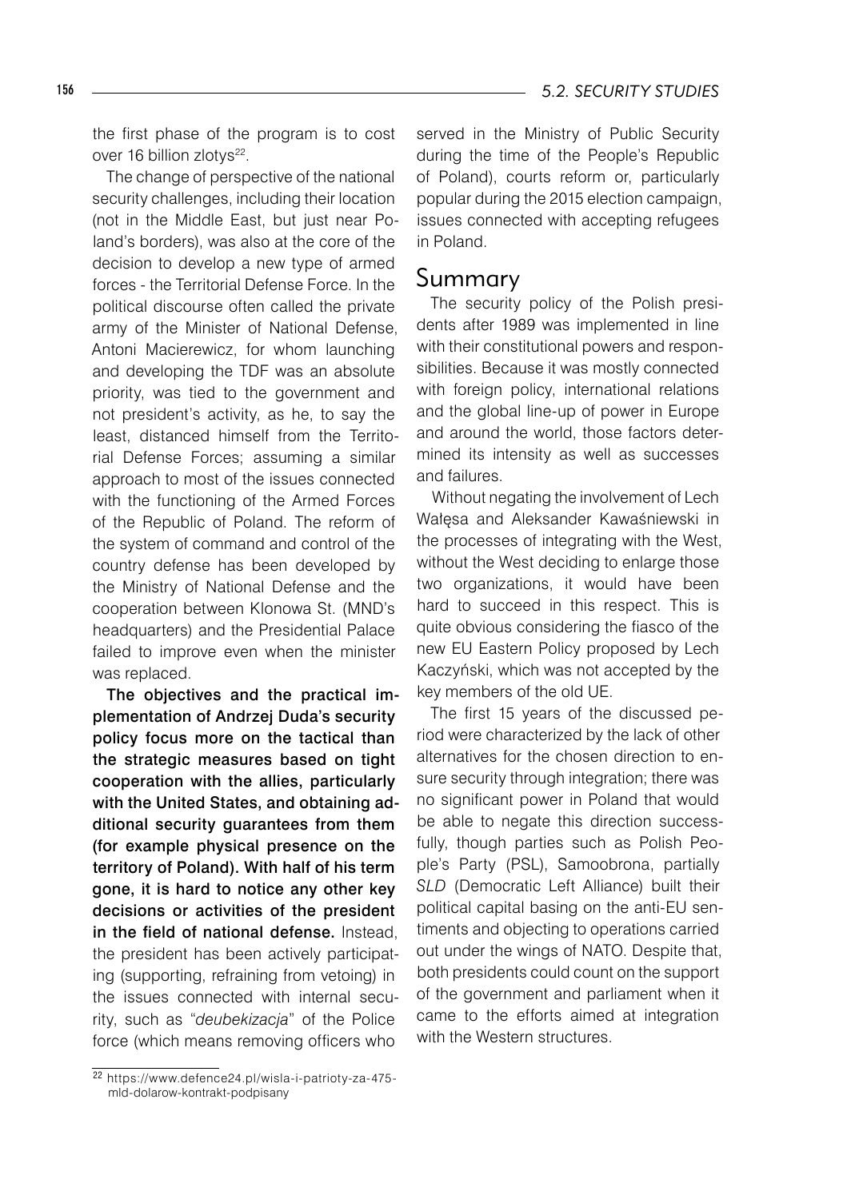the first phase of the program is to cost over 16 billion zlotys[22].

The change of perspective of the national security challenges, including their location (not in the Middle East, but just near Poland's borders), was also at the core of the decision to develop a new type of armed forces - the Territorial Defense Force. In the political discourse often called the private army of the Minister of National Defense, Antoni Macierewicz, for whom launching and developing the TDF was an absolute priority, was tied to the government and not president's activity, as he, to say the least, distanced himself from the Territorial Defense Forces; assuming a similar approach to most of the issues connected with the functioning of the Armed Forces of the Republic of Poland. The reform of the system of command and control of the country defense has been developed by the Ministry of National Defense and the cooperation between Klonowa St. (MND's headquarters) and the Presidential Palace failed to improve even when the minister was replaced.

**The objectives and the practical implementation of Andrzej Duda's security policy focus more on the tactical than the strategic measures based on tight cooperation with the allies, particularly with the United States, and obtaining additional security guarantees from them (for example physical presence on the territory of Poland). With half of his term gone, it is hard to notice any other key decisions or activities of the president in the field of national defense.** Instead, the president has been actively participating (supporting, refraining from vetoing) in the issues connected with internal security, such as "*deubekizacja*" of the Police force (which means removing officers who served in the Ministry of Public Security during the time of the People's Republic of Poland), courts reform or, particularly popular during the 2015 election campaign, issues connected with accepting refugees in Poland.

## Summary

The security policy of the Polish presidents after 1989 was implemented in line with their constitutional powers and responsibilities. Because it was mostly connected with foreign policy, international relations and the global line-up of power in Europe and around the world, those factors determined its intensity as well as successes and failures.

Without negating the involvement of Lech Wałęsa and Aleksander Kawaśniewski in the processes of integrating with the West, without the West deciding to enlarge those two organizations, it would have been hard to succeed in this respect. This is quite obvious considering the fiasco of the new EU Eastern Policy proposed by Lech Kaczyński, which was not accepted by the key members of the old UE.

The first 15 years of the discussed period were characterized by the lack of other alternatives for the chosen direction to ensure security through integration; there was no significant power in Poland that would be able to negate this direction successfully, though parties such as Polish People's Party (PSL), Samoobrona, partially *SLD* (Democratic Left Alliance) built their political capital basing on the anti-EU sentiments and objecting to operations carried out under the wings of NATO. Despite that, both presidents could count on the support of the government and parliament when it came to the efforts aimed at integration with the Western structures.

[22] https://www.defence24.pl/wisla-i-patrioty-za-475-mld-dolarow-kontrakt-podpisany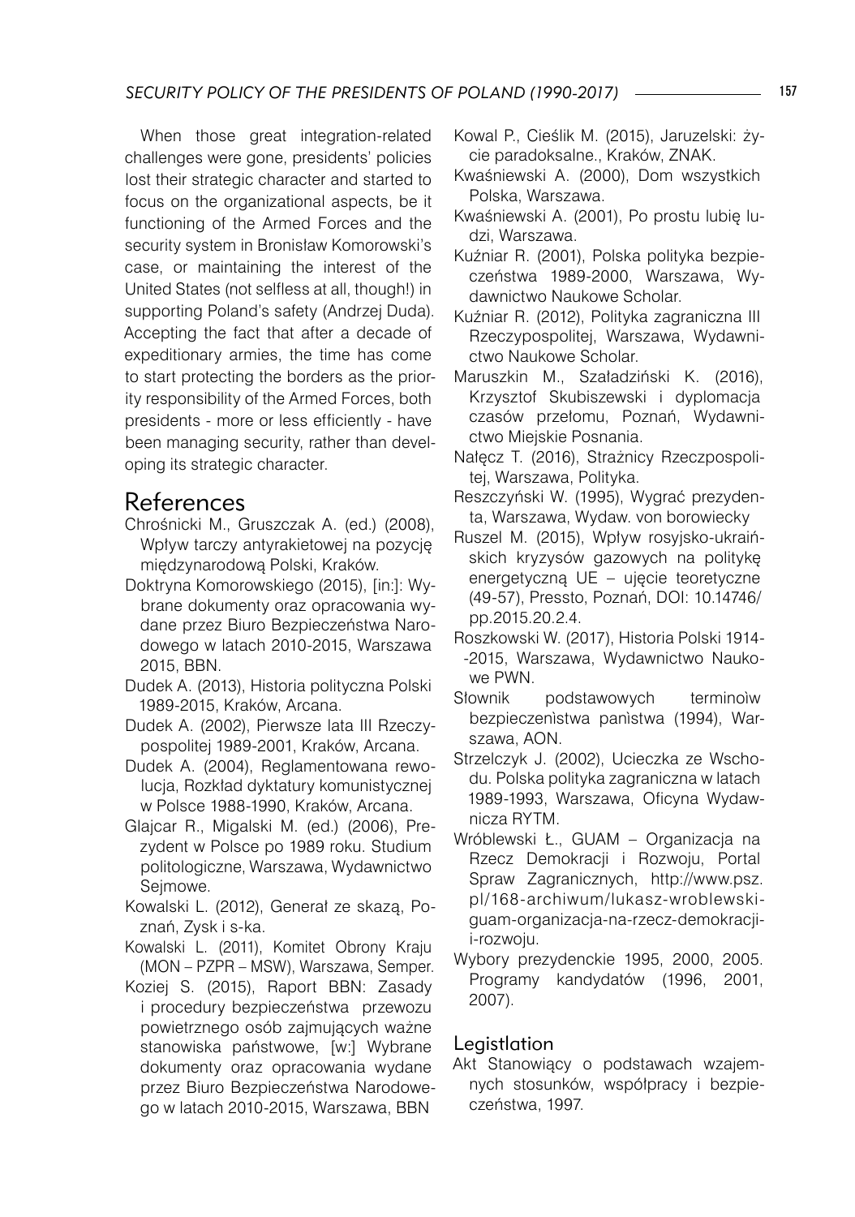When those great integration-related challenges were gone, presidents' policies lost their strategic character and started to focus on the organizational aspects, be it functioning of the Armed Forces and the security system in Bronisław Komorowski's case, or maintaining the interest of the United States (not selfless at all, though!) in supporting Poland's safety (Andrzej Duda). Accepting the fact that after a decade of expeditionary armies, the time has come to start protecting the borders as the priority responsibility of the Armed Forces, both presidents - more or less efficiently - have been managing security, rather than developing its strategic character.

## References

Chrośnicki M., Gruszczak A. (ed.) (2008), Wpływ tarczy antyrakietowej na pozycję międzynarodową Polski, Kraków.

Doktryna Komorowskiego (2015), [in:]: Wybrane dokumenty oraz opracowania wydane przez Biuro Bezpieczeństwa Narodowego w latach 2010-2015, Warszawa 2015, BBN.

Dudek A. (2013), Historia polityczna Polski 1989-2015, Kraków, Arcana.

Dudek A. (2002), Pierwsze lata III Rzeczypospolitej 1989-2001, Kraków, Arcana.

Dudek A. (2004), Reglamentowana rewolucja, Rozkład dyktatury komunistycznej w Polsce 1988-1990, Kraków, Arcana.

Glajcar R., Migalski M. (ed.) (2006), Prezydent w Polsce po 1989 roku. Studium politologiczne, Warszawa, Wydawnictwo Sejmowe.

Kowalski L. (2012), Generał ze skazą, Poznań, Zysk i s-ka.

Kowalski L. (2011), Komitet Obrony Kraju (MON – PZPR – MSW), Warszawa, Semper.

Koziej S. (2015), Raport BBN: Zasady i procedury bezpieczeństwa przewozu powietrznego osób zajmujących ważne stanowiska państwowe, [w:] Wybrane dokumenty oraz opracowania wydane przez Biuro Bezpieczeństwa Narodowego w latach 2010-2015, Warszawa, BBN

Kowal P., Cieślik M. (2015), Jaruzelski: życie paradoksalne., Kraków, ZNAK.

Kwaśniewski A. (2000), Dom wszystkich Polska, Warszawa.

Kwaśniewski A. (2001), Po prostu lubię ludzi, Warszawa.

Kuźniar R. (2001), Polska polityka bezpieczeństwa 1989-2000, Warszawa, Wydawnictwo Naukowe Scholar.

Kuźniar R. (2012), Polityka zagraniczna III Rzeczypospolitej, Warszawa, Wydawnictwo Naukowe Scholar.

Maruszkin M., Szaładziński K. (2016), Krzysztof Skubiszewski i dyplomacja czasów przełomu, Poznań, Wydawnictwo Miejskie Posnania.

Nałęcz T. (2016), Strażnicy Rzeczpospolitej, Warszawa, Polityka.

Reszczyński W. (1995), Wygrać prezydenta, Warszawa, Wydaw. von borowiecky

Ruszel M. (2015), Wpływ rosyjsko-ukraińskich kryzysów gazowych na politykę energetyczną UE – ujęcie teoretyczne (49-57), Pressto, Poznań, DOI: 10.14746/pp.2015.20.2.4.

Roszkowski W. (2017), Historia Polski 1914--2015, Warszawa, Wydawnictwo Naukowe PWN.

Słownik podstawowych terminoìw bezpieczenìstwa panìstwa (1994), Warszawa, AON.

Strzelczyk J. (2002), Ucieczka ze Wschodu. Polska polityka zagraniczna w latach 1989-1993, Warszawa, Oficyna Wydawnicza RYTM.

Wróblewski Ł., GUAM – Organizacja na Rzecz Demokracji i Rozwoju, Portal Spraw Zagranicznych, http://www.psz.pl/168-archiwum/lukasz-wroblewski-guam-organizacja-na-rzecz-demokracji-i-rozwoju.

Wybory prezydenckie 1995, 2000, 2005. Programy kandydatów (1996, 2001, 2007).

### Legistlation

Akt Stanowiący o podstawach wzajemnych stosunków, współpracy i bezpieczeństwa, 1997.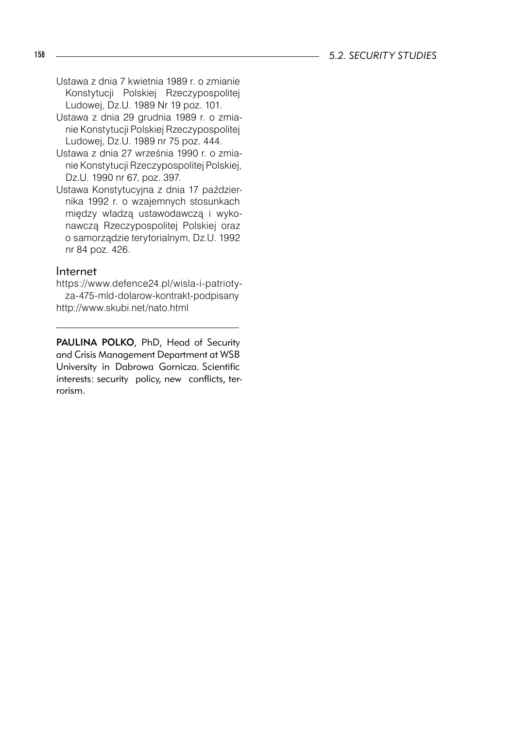Ustawa z dnia 7 kwietnia 1989 r. o zmianie Konstytucji Polskiej Rzeczypospolitej Ludowej, Dz.U. 1989 Nr 19 poz. 101.

Ustawa z dnia 29 grudnia 1989 r. o zmianie Konstytucji Polskiej Rzeczypospolitej Ludowej, Dz.U. 1989 nr 75 poz. 444.

Ustawa z dnia 27 września 1990 r. o zmianie Konstytucji Rzeczypospolitej Polskiej, Dz.U. 1990 nr 67, poz. 397.

Ustawa Konstytucyjna z dnia 17 października 1992 r. o wzajemnych stosunkach między władzą ustawodawczą i wykonawczą Rzeczypospolitej Polskiej oraz o samorządzie terytorialnym, Dz.U. 1992 nr 84 poz. 426.

## Internet

https://www.defence24.pl/wisla-i-patrioty-za-475-mld-dolarow-kontrakt-podpisany

http://www.skubi.net/nato.html

---

**PAULINA POLKO**, PhD, Head of Security and Crisis Management Department at WSB University in Dabrowa Gornicza. Scientific interests: security policy, new conflicts, terrorism.